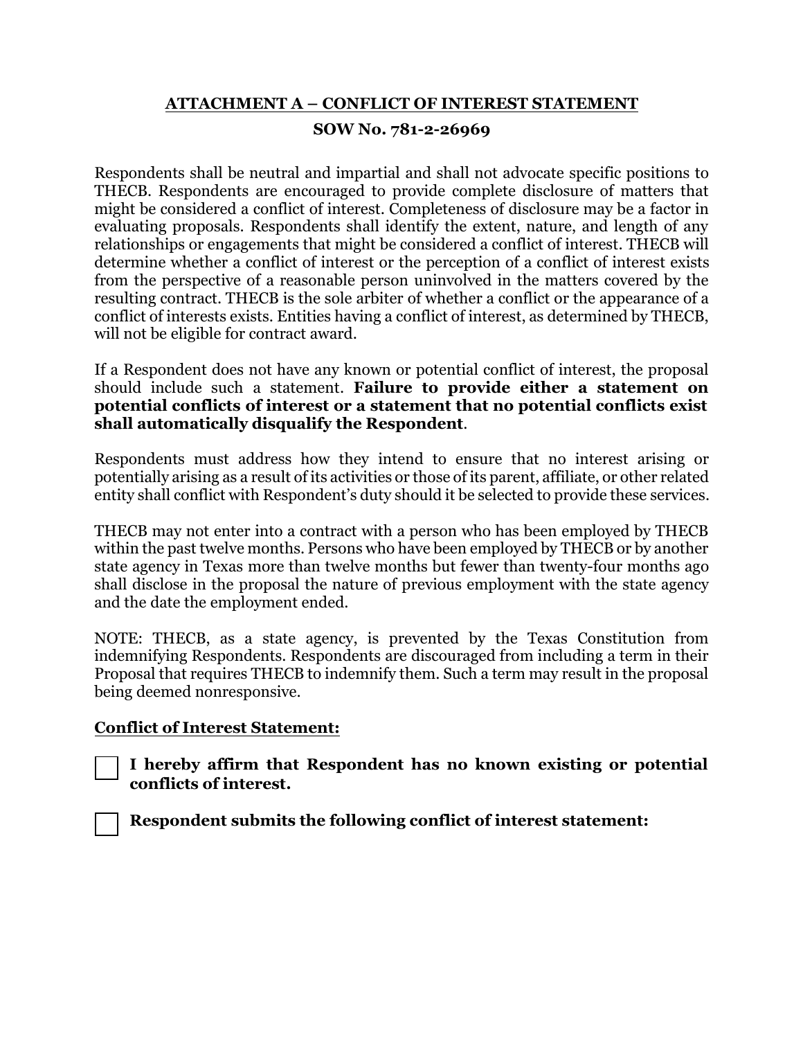## ATTACHMENT A – CONFLICT OF INTEREST STATEMENT

### SOW No. 781-2-26969

Respondents shall be neutral and impartial and shall not advocate specific positions to THECB. Respondents are encouraged to provide complete disclosure of matters that might be considered a conflict of interest. Completeness of disclosure may be a factor in evaluating proposals. Respondents shall identify the extent, nature, and length of any relationships or engagements that might be considered a conflict of interest. THECB will determine whether a conflict of interest or the perception of a conflict of interest exists from the perspective of a reasonable person uninvolved in the matters covered by the resulting contract. THECB is the sole arbiter of whether a conflict or the appearance of a conflict of interests exists. Entities having a conflict of interest, as determined by THECB, will not be eligible for contract award.

If a Respondent does not have any known or potential conflict of interest, the proposal should include such a statement. **Failure to provide either a statement on potential conflicts of interest or a statement that no potential conflicts exist shall automatically disqualify the Respondent**.

Respondents must address how they intend to ensure that no interest arising or potentially arising as a result of its activities or those of its parent, affiliate, or other related entity shall conflict with Respondent's duty should it be selected to provide these services.

THECB may not enter into a contract with a person who has been employed by THECB within the past twelve months. Persons who have been employed by THECB or by another state agency in Texas more than twelve months but fewer than twenty-four months ago shall disclose in the proposal the nature of previous employment with the state agency and the date the employment ended.

NOTE: THECB, as a state agency, is prevented by the Texas Constitution from indemnifying Respondents. Respondents are discouraged from including a term in their Proposal that requires THECB to indemnify them. Such a term may result in the proposal being deemed nonresponsive.

**Conflict of Interest Statement:**

☐ **I hereby affirm that Respondent has no known existing or potential conflicts of interest.**

☐ **Respondent submits the following conflict of interest statement:**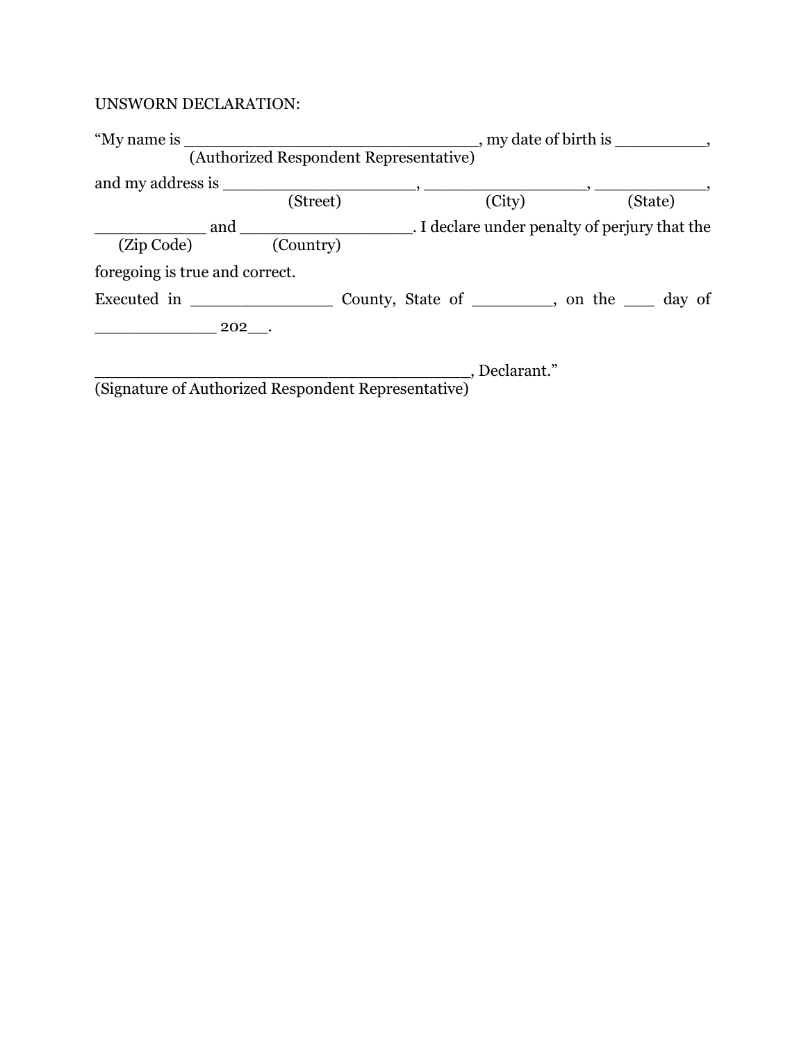UNSWORN DECLARATION:

"My name is ________________________________, my date of birth is _________,
(Authorized Respondent Representative)

and my address is ____________________, _________________, ____________,
(Street) (City) (State)

____________ and __________________. I declare under penalty of perjury that the
(Zip Code) (Country)

foregoing is true and correct.

Executed in _______________ County, State of _________, on the ___ day of _____________ 202__.

________________________________________, Declarant."
(Signature of Authorized Respondent Representative)